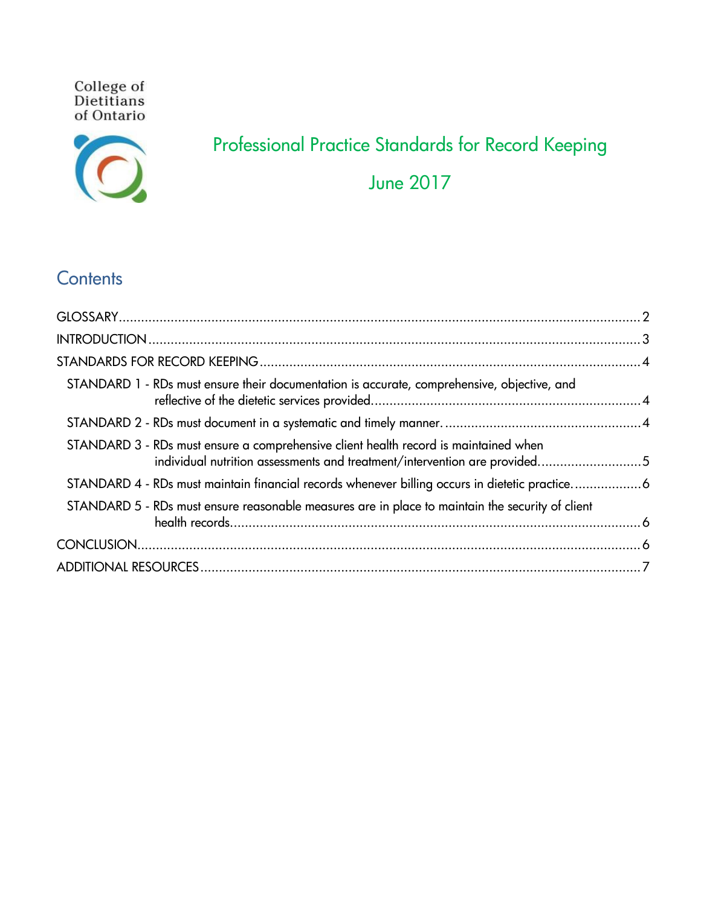College of Dietitians of Ontario

# Professional Practice Standards for Record Keeping

June 2017

## Contents

- GLOSSARY ... 2
- INTRODUCTION ... 3
- STANDARDS FOR RECORD KEEPING ... 4
  - STANDARD 1 - RDs must ensure their documentation is accurate, comprehensive, objective, and reflective of the dietetic services provided. ... 4
  - STANDARD 2 - RDs must document in a systematic and timely manner. ... 4
  - STANDARD 3 - RDs must ensure a comprehensive client health record is maintained when individual nutrition assessments and treatment/intervention are provided. ... 5
  - STANDARD 4 - RDs must maintain financial records whenever billing occurs in dietetic practice. ... 6
  - STANDARD 5 - RDs must ensure reasonable measures are in place to maintain the security of client health records. ... 6
- CONCLUSION ... 6
- ADDITIONAL RESOURCES ... 7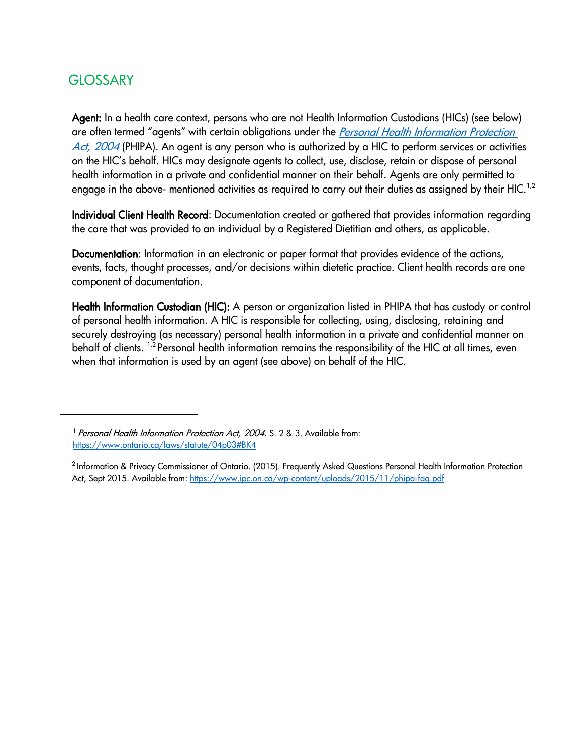## GLOSSARY

**Agent:** In a health care context, persons who are not Health Information Custodians (HICs) (see below) are often termed "agents" with certain obligations under the *Personal Health Information Protection Act, 2004* (PHIPA). An agent is any person who is authorized by a HIC to perform services or activities on the HIC's behalf. HICs may designate agents to collect, use, disclose, retain or dispose of personal health information in a private and confidential manner on their behalf. Agents are only permitted to engage in the above- mentioned activities as required to carry out their duties as assigned by their HIC.[1,2]

**Individual Client Health Record**: Documentation created or gathered that provides information regarding the care that was provided to an individual by a Registered Dietitian and others, as applicable.

**Documentation**: Information in an electronic or paper format that provides evidence of the actions, events, facts, thought processes, and/or decisions within dietetic practice. Client health records are one component of documentation.

**Health Information Custodian (HIC):** A person or organization listed in PHIPA that has custody or control of personal health information. A HIC is responsible for collecting, using, disclosing, retaining and securely destroying (as necessary) personal health information in a private and confidential manner on behalf of clients. [1,2] Personal health information remains the responsibility of the HIC at all times, even when that information is used by an agent (see above) on behalf of the HIC.

---

[1] *Personal Health Information Protection Act, 2004.* S. 2 & 3. Available from: https://www.ontario.ca/laws/statute/04p03#BK4

[2] Information & Privacy Commissioner of Ontario. (2015). Frequently Asked Questions Personal Health Information Protection Act, Sept 2015. Available from: https://www.ipc.on.ca/wp-content/uploads/2015/11/phipa-faq.pdf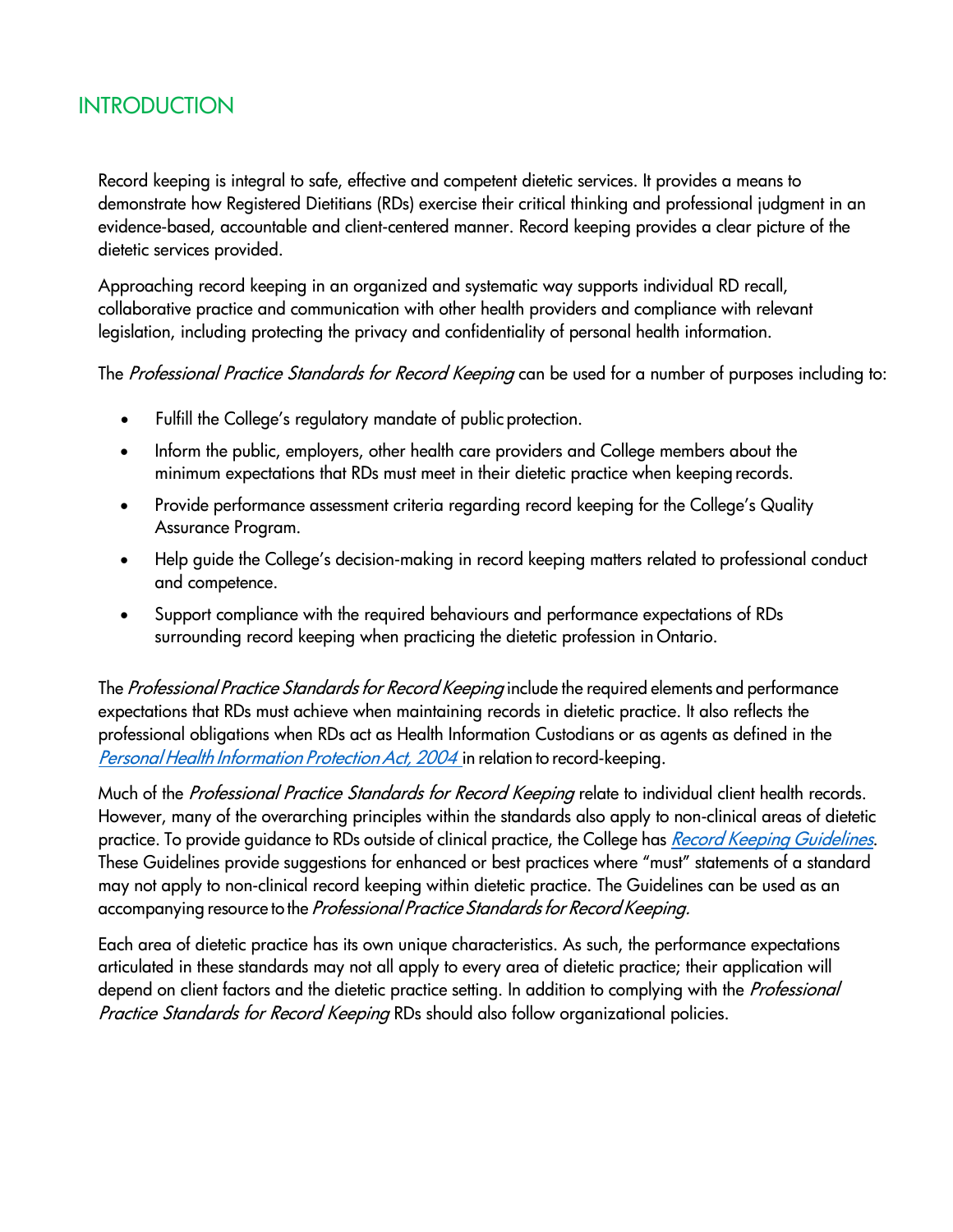## INTRODUCTION

Record keeping is integral to safe, effective and competent dietetic services. It provides a means to demonstrate how Registered Dietitians (RDs) exercise their critical thinking and professional judgment in an evidence-based, accountable and client-centered manner. Record keeping provides a clear picture of the dietetic services provided.

Approaching record keeping in an organized and systematic way supports individual RD recall, collaborative practice and communication with other health providers and compliance with relevant legislation, including protecting the privacy and confidentiality of personal health information.

The *Professional Practice Standards for Record Keeping* can be used for a number of purposes including to:

- Fulfill the College's regulatory mandate of public protection.
- Inform the public, employers, other health care providers and College members about the minimum expectations that RDs must meet in their dietetic practice when keeping records.
- Provide performance assessment criteria regarding record keeping for the College's Quality Assurance Program.
- Help guide the College's decision-making in record keeping matters related to professional conduct and competence.
- Support compliance with the required behaviours and performance expectations of RDs surrounding record keeping when practicing the dietetic profession in Ontario.

The *Professional Practice Standards for Record Keeping* include the required elements and performance expectations that RDs must achieve when maintaining records in dietetic practice. It also reflects the professional obligations when RDs act as Health Information Custodians or as agents as defined in the *Personal Health Information Protection Act, 2004* in relation to record-keeping.

Much of the *Professional Practice Standards for Record Keeping* relate to individual client health records. However, many of the overarching principles within the standards also apply to non-clinical areas of dietetic practice. To provide guidance to RDs outside of clinical practice, the College has *Record Keeping Guidelines*. These Guidelines provide suggestions for enhanced or best practices where "must" statements of a standard may not apply to non-clinical record keeping within dietetic practice. The Guidelines can be used as an accompanying resource to the *Professional Practice Standards for Record Keeping.*

Each area of dietetic practice has its own unique characteristics. As such, the performance expectations articulated in these standards may not all apply to every area of dietetic practice; their application will depend on client factors and the dietetic practice setting. In addition to complying with the *Professional Practice Standards for Record Keeping* RDs should also follow organizational policies.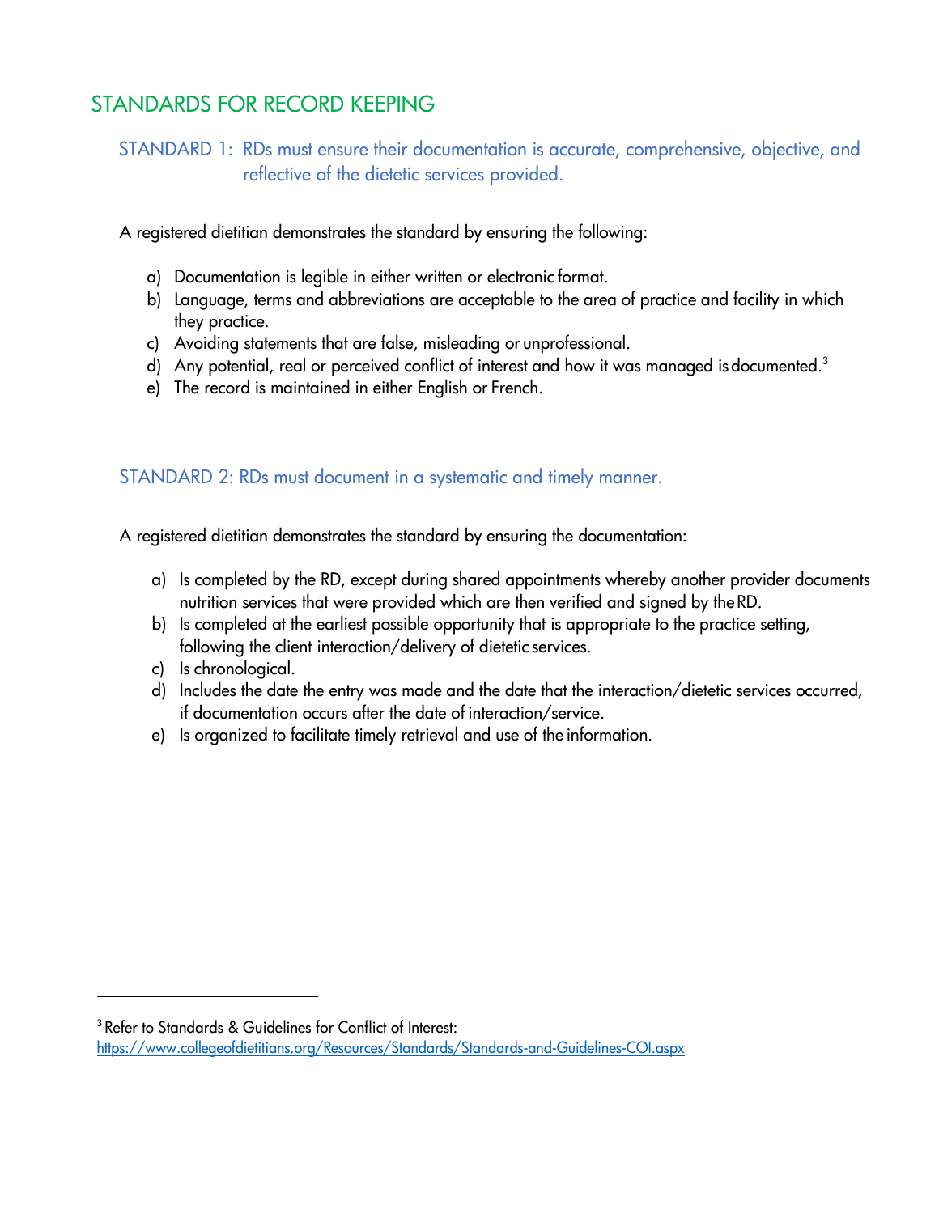## STANDARDS FOR RECORD KEEPING

### STANDARD 1: RDs must ensure their documentation is accurate, comprehensive, objective, and reflective of the dietetic services provided.

A registered dietitian demonstrates the standard by ensuring the following:

a) Documentation is legible in either written or electronic format.
b) Language, terms and abbreviations are acceptable to the area of practice and facility in which they practice.
c) Avoiding statements that are false, misleading or unprofessional.
d) Any potential, real or perceived conflict of interest and how it was managed is documented.[3]
e) The record is maintained in either English or French.

### STANDARD 2: RDs must document in a systematic and timely manner.

A registered dietitian demonstrates the standard by ensuring the documentation:

a) Is completed by the RD, except during shared appointments whereby another provider documents nutrition services that were provided which are then verified and signed by the RD.
b) Is completed at the earliest possible opportunity that is appropriate to the practice setting, following the client interaction/delivery of dietetic services.
c) Is chronological.
d) Includes the date the entry was made and the date that the interaction/dietetic services occurred, if documentation occurs after the date of interaction/service.
e) Is organized to facilitate timely retrieval and use of the information.

---

[3] Refer to Standards & Guidelines for Conflict of Interest: https://www.collegeofdietitians.org/Resources/Standards/Standards-and-Guidelines-COI.aspx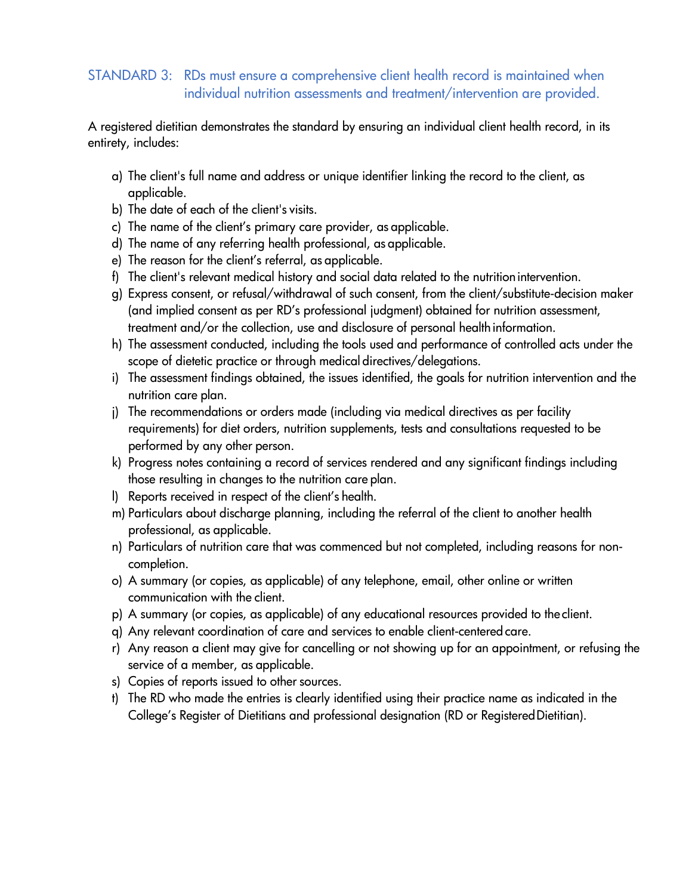### STANDARD 3: RDs must ensure a comprehensive client health record is maintained when individual nutrition assessments and treatment/intervention are provided.

A registered dietitian demonstrates the standard by ensuring an individual client health record, in its entirety, includes:

a) The client's full name and address or unique identifier linking the record to the client, as applicable.
b) The date of each of the client's visits.
c) The name of the client's primary care provider, as applicable.
d) The name of any referring health professional, as applicable.
e) The reason for the client's referral, as applicable.
f) The client's relevant medical history and social data related to the nutrition intervention.
g) Express consent, or refusal/withdrawal of such consent, from the client/substitute-decision maker (and implied consent as per RD's professional judgment) obtained for nutrition assessment, treatment and/or the collection, use and disclosure of personal health information.
h) The assessment conducted, including the tools used and performance of controlled acts under the scope of dietetic practice or through medical directives/delegations.
i) The assessment findings obtained, the issues identified, the goals for nutrition intervention and the nutrition care plan.
j) The recommendations or orders made (including via medical directives as per facility requirements) for diet orders, nutrition supplements, tests and consultations requested to be performed by any other person.
k) Progress notes containing a record of services rendered and any significant findings including those resulting in changes to the nutrition care plan.
l) Reports received in respect of the client's health.
m) Particulars about discharge planning, including the referral of the client to another health professional, as applicable.
n) Particulars of nutrition care that was commenced but not completed, including reasons for non-completion.
o) A summary (or copies, as applicable) of any telephone, email, other online or written communication with the client.
p) A summary (or copies, as applicable) of any educational resources provided to the client.
q) Any relevant coordination of care and services to enable client-centered care.
r) Any reason a client may give for cancelling or not showing up for an appointment, or refusing the service of a member, as applicable.
s) Copies of reports issued to other sources.
t) The RD who made the entries is clearly identified using their practice name as indicated in the College's Register of Dietitians and professional designation (RD or Registered Dietitian).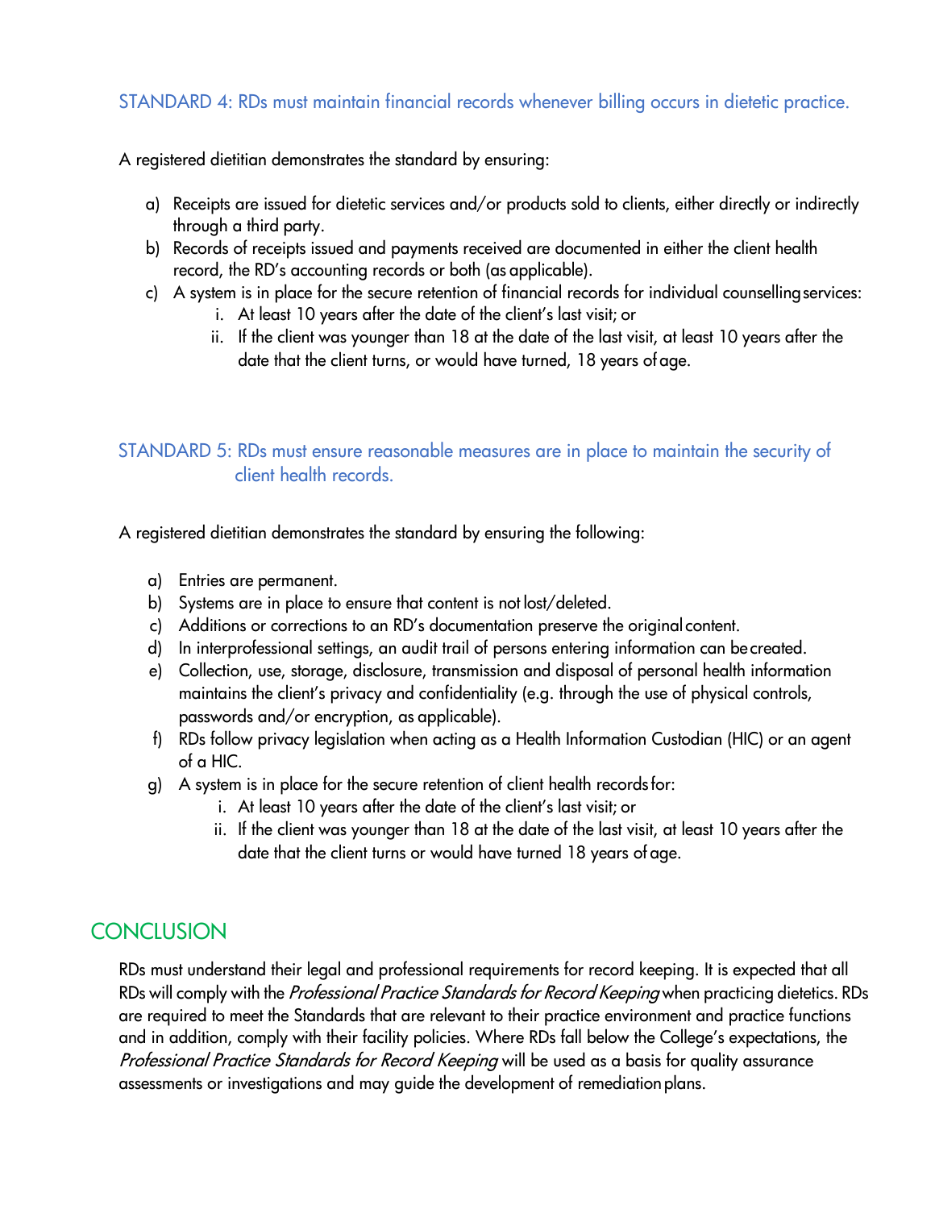### STANDARD 4: RDs must maintain financial records whenever billing occurs in dietetic practice.

A registered dietitian demonstrates the standard by ensuring:

a) Receipts are issued for dietetic services and/or products sold to clients, either directly or indirectly through a third party.
b) Records of receipts issued and payments received are documented in either the client health record, the RD's accounting records or both (as applicable).
c) A system is in place for the secure retention of financial records for individual counselling services:
   i. At least 10 years after the date of the client's last visit; or
   ii. If the client was younger than 18 at the date of the last visit, at least 10 years after the date that the client turns, or would have turned, 18 years of age.

### STANDARD 5: RDs must ensure reasonable measures are in place to maintain the security of client health records.

A registered dietitian demonstrates the standard by ensuring the following:

a) Entries are permanent.
b) Systems are in place to ensure that content is not lost/deleted.
c) Additions or corrections to an RD's documentation preserve the original content.
d) In interprofessional settings, an audit trail of persons entering information can be created.
e) Collection, use, storage, disclosure, transmission and disposal of personal health information maintains the client's privacy and confidentiality (e.g. through the use of physical controls, passwords and/or encryption, as applicable).
f) RDs follow privacy legislation when acting as a Health Information Custodian (HIC) or an agent of a HIC.
g) A system is in place for the secure retention of client health records for:
   i. At least 10 years after the date of the client's last visit; or
   ii. If the client was younger than 18 at the date of the last visit, at least 10 years after the date that the client turns or would have turned 18 years of age.

## CONCLUSION

RDs must understand their legal and professional requirements for record keeping. It is expected that all RDs will comply with the *Professional Practice Standards for Record Keeping* when practicing dietetics. RDs are required to meet the Standards that are relevant to their practice environment and practice functions and in addition, comply with their facility policies. Where RDs fall below the College's expectations, the *Professional Practice Standards for Record Keeping* will be used as a basis for quality assurance assessments or investigations and may guide the development of remediation plans.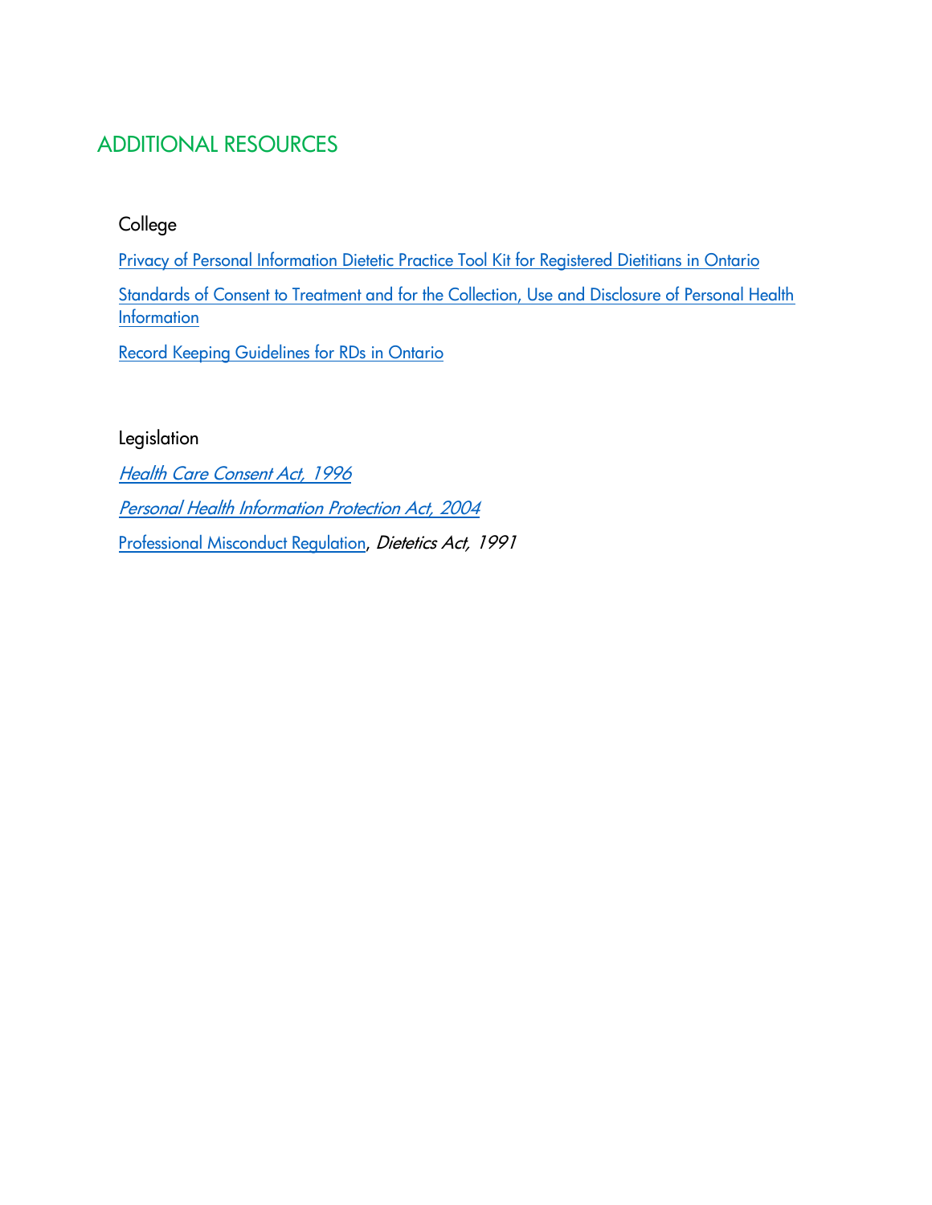# ADDITIONAL RESOURCES

## College

Privacy of Personal Information Dietetic Practice Tool Kit for Registered Dietitians in Ontario

Standards of Consent to Treatment and for the Collection, Use and Disclosure of Personal Health Information

Record Keeping Guidelines for RDs in Ontario

## Legislation

*Health Care Consent Act, 1996*

*Personal Health Information Protection Act, 2004*

Professional Misconduct Regulation, *Dietetics Act, 1991*